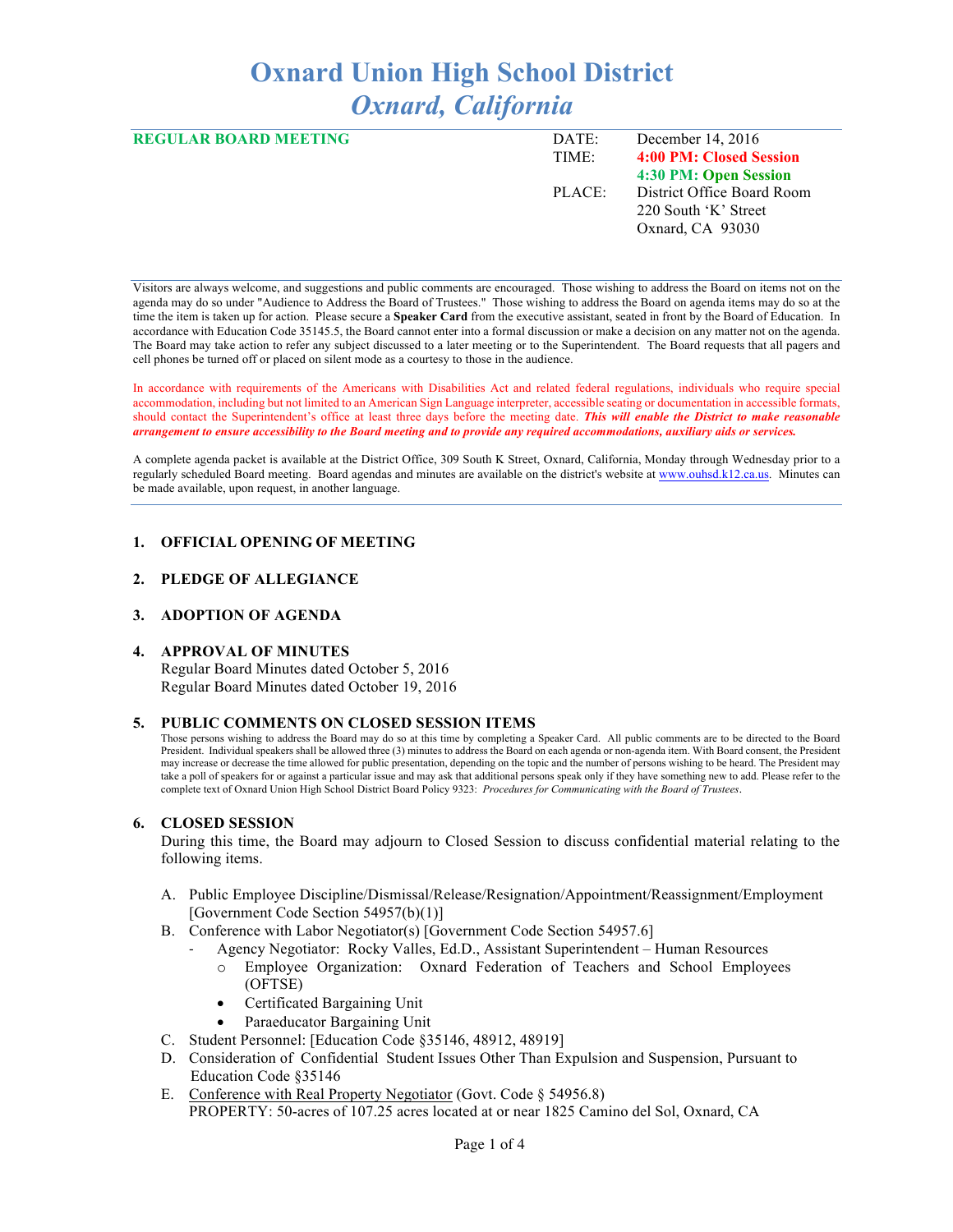# Oxnard Union High School District
## *Oxnard, California*

**REGULAR BOARD MEETING**

| | |
|---|---|
| DATE: | December 14, 2016 |
| TIME: | **4:00 PM: Closed Session** |
| | **4:30 PM: Open Session** |
| PLACE: | District Office Board Room |
| | 220 South 'K' Street |
| | Oxnard, CA 93030 |

Visitors are always welcome, and suggestions and public comments are encouraged. Those wishing to address the Board on items not on the agenda may do so under "Audience to Address the Board of Trustees." Those wishing to address the Board on agenda items may do so at the time the item is taken up for action. Please secure a **Speaker Card** from the executive assistant, seated in front by the Board of Education. In accordance with Education Code 35145.5, the Board cannot enter into a formal discussion or make a decision on any matter not on the agenda. The Board may take action to refer any subject discussed to a later meeting or to the Superintendent. The Board requests that all pagers and cell phones be turned off or placed on silent mode as a courtesy to those in the audience.

In accordance with requirements of the Americans with Disabilities Act and related federal regulations, individuals who require special accommodation, including but not limited to an American Sign Language interpreter, accessible seating or documentation in accessible formats, should contact the Superintendent's office at least three days before the meeting date. ***This will enable the District to make reasonable arrangement to ensure accessibility to the Board meeting and to provide any required accommodations, auxiliary aids or services.***

A complete agenda packet is available at the District Office, 309 South K Street, Oxnard, California, Monday through Wednesday prior to a regularly scheduled Board meeting. Board agendas and minutes are available on the district's website at www.ouhsd.k12.ca.us. Minutes can be made available, upon request, in another language.

### 1. OFFICIAL OPENING OF MEETING

### 2. PLEDGE OF ALLEGIANCE

### 3. ADOPTION OF AGENDA

### 4. APPROVAL OF MINUTES
Regular Board Minutes dated October 5, 2016
Regular Board Minutes dated October 19, 2016

### 5. PUBLIC COMMENTS ON CLOSED SESSION ITEMS
Those persons wishing to address the Board may do so at this time by completing a Speaker Card. All public comments are to be directed to the Board President. Individual speakers shall be allowed three (3) minutes to address the Board on each agenda or non-agenda item. With Board consent, the President may increase or decrease the time allowed for public presentation, depending on the topic and the number of persons wishing to be heard. The President may take a poll of speakers for or against a particular issue and may ask that additional persons speak only if they have something new to add. Please refer to the complete text of Oxnard Union High School District Board Policy 9323: *Procedures for Communicating with the Board of Trustees*.

### 6. CLOSED SESSION
During this time, the Board may adjourn to Closed Session to discuss confidential material relating to the following items.

A. Public Employee Discipline/Dismissal/Release/Resignation/Appointment/Reassignment/Employment [Government Code Section 54957(b)(1)]

B. Conference with Labor Negotiator(s) [Government Code Section 54957.6]
   - Agency Negotiator: Rocky Valles, Ed.D., Assistant Superintendent – Human Resources
     - Employee Organization: Oxnard Federation of Teachers and School Employees (OFTSE)
     - Certificated Bargaining Unit
     - Paraeducator Bargaining Unit

C. Student Personnel: [Education Code §35146, 48912, 48919]

D. Consideration of Confidential Student Issues Other Than Expulsion and Suspension, Pursuant to Education Code §35146

E. Conference with Real Property Negotiator (Govt. Code § 54956.8)
PROPERTY: 50-acres of 107.25 acres located at or near 1825 Camino del Sol, Oxnard, CA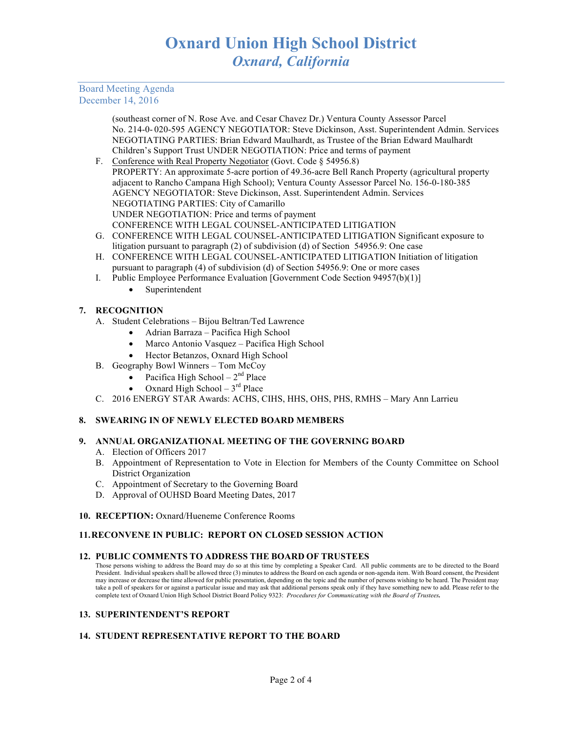(southeast corner of N. Rose Ave. and Cesar Chavez Dr.) Ventura County Assessor Parcel No. 214-0- 020-595 AGENCY NEGOTIATOR: Steve Dickinson, Asst. Superintendent Admin. Services NEGOTIATING PARTIES: Brian Edward Maulhardt, as Trustee of the Brian Edward Maulhardt Children's Support Trust UNDER NEGOTIATION: Price and terms of payment

F. Conference with Real Property Negotiator (Govt. Code § 54956.8)
   PROPERTY: An approximate 5-acre portion of 49.36-acre Bell Ranch Property (agricultural property adjacent to Rancho Campana High School); Ventura County Assessor Parcel No. 156-0-180-385
   AGENCY NEGOTIATOR: Steve Dickinson, Asst. Superintendent Admin. Services
   NEGOTIATING PARTIES: City of Camarillo
   UNDER NEGOTIATION: Price and terms of payment
   CONFERENCE WITH LEGAL COUNSEL-ANTICIPATED LITIGATION
G. CONFERENCE WITH LEGAL COUNSEL-ANTICIPATED LITIGATION Significant exposure to litigation pursuant to paragraph (2) of subdivision (d) of Section 54956.9: One case
H. CONFERENCE WITH LEGAL COUNSEL-ANTICIPATED LITIGATION Initiation of litigation pursuant to paragraph (4) of subdivision (d) of Section 54956.9: One or more cases
I. Public Employee Performance Evaluation [Government Code Section 94957(b)(1)]
   - Superintendent

**7. RECOGNITION**

A. Student Celebrations – Bijou Beltran/Ted Lawrence
   - Adrian Barraza – Pacifica High School
   - Marco Antonio Vasquez – Pacifica High School
   - Hector Betanzos, Oxnard High School
B. Geography Bowl Winners – Tom McCoy
   - Pacifica High School – 2nd Place
   - Oxnard High School – 3rd Place
C. 2016 ENERGY STAR Awards: ACHS, CIHS, HHS, OHS, PHS, RMHS – Mary Ann Larrieu

**8. SWEARING IN OF NEWLY ELECTED BOARD MEMBERS**

**9. ANNUAL ORGANIZATIONAL MEETING OF THE GOVERNING BOARD**

A. Election of Officers 2017
B. Appointment of Representation to Vote in Election for Members of the County Committee on School District Organization
C. Appointment of Secretary to the Governing Board
D. Approval of OUHSD Board Meeting Dates, 2017

**10. RECEPTION:** Oxnard/Hueneme Conference Rooms

**11. RECONVENE IN PUBLIC: REPORT ON CLOSED SESSION ACTION**

**12. PUBLIC COMMENTS TO ADDRESS THE BOARD OF TRUSTEES**

Those persons wishing to address the Board may do so at this time by completing a Speaker Card. All public comments are to be directed to the Board President. Individual speakers shall be allowed three (3) minutes to address the Board on each agenda or non-agenda item. With Board consent, the President may increase or decrease the time allowed for public presentation, depending on the topic and the number of persons wishing to be heard. The President may take a poll of speakers for or against a particular issue and may ask that additional persons speak only if they have something new to add. Please refer to the complete text of Oxnard Union High School District Board Policy 9323: *Procedures for Communicating with the Board of Trustees.*

**13. SUPERINTENDENT'S REPORT**

**14. STUDENT REPRESENTATIVE REPORT TO THE BOARD**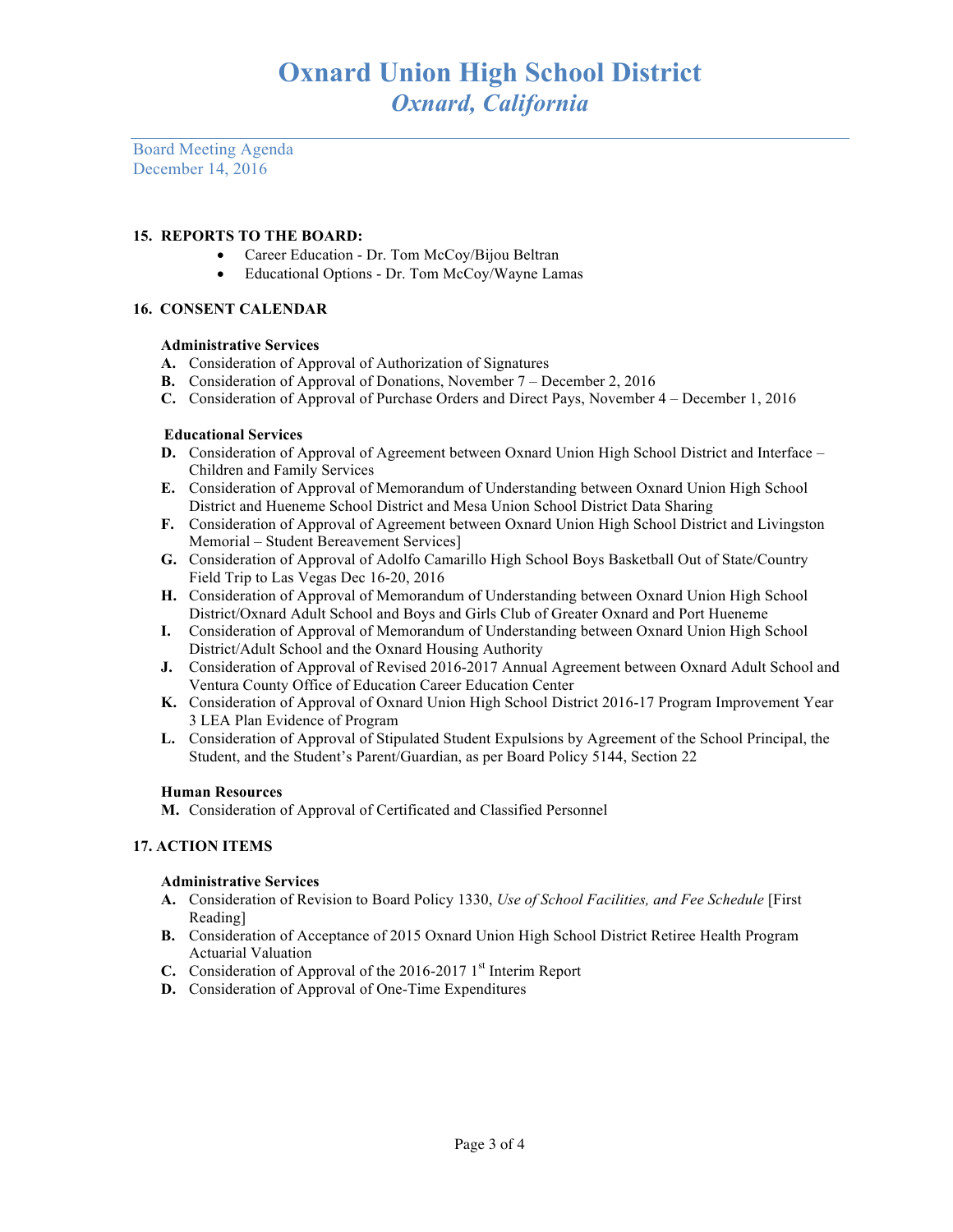# Oxnard Union High School District
## *Oxnard, California*

Board Meeting Agenda
December 14, 2016

**15. REPORTS TO THE BOARD:**

- Career Education - Dr. Tom McCoy/Bijou Beltran
- Educational Options - Dr. Tom McCoy/Wayne Lamas

**16. CONSENT CALENDAR**

**Administrative Services**

**A.** Consideration of Approval of Authorization of Signatures
**B.** Consideration of Approval of Donations, November 7 – December 2, 2016
**C.** Consideration of Approval of Purchase Orders and Direct Pays, November 4 – December 1, 2016

**Educational Services**

**D.** Consideration of Approval of Agreement between Oxnard Union High School District and Interface – Children and Family Services
**E.** Consideration of Approval of Memorandum of Understanding between Oxnard Union High School District and Hueneme School District and Mesa Union School District Data Sharing
**F.** Consideration of Approval of Agreement between Oxnard Union High School District and Livingston Memorial – Student Bereavement Services]
**G.** Consideration of Approval of Adolfo Camarillo High School Boys Basketball Out of State/Country Field Trip to Las Vegas Dec 16-20, 2016
**H.** Consideration of Approval of Memorandum of Understanding between Oxnard Union High School District/Oxnard Adult School and Boys and Girls Club of Greater Oxnard and Port Hueneme
**I.** Consideration of Approval of Memorandum of Understanding between Oxnard Union High School District/Adult School and the Oxnard Housing Authority
**J.** Consideration of Approval of Revised 2016-2017 Annual Agreement between Oxnard Adult School and Ventura County Office of Education Career Education Center
**K.** Consideration of Approval of Oxnard Union High School District 2016-17 Program Improvement Year 3 LEA Plan Evidence of Program
**L.** Consideration of Approval of Stipulated Student Expulsions by Agreement of the School Principal, the Student, and the Student's Parent/Guardian, as per Board Policy 5144, Section 22

**Human Resources**

**M.** Consideration of Approval of Certificated and Classified Personnel

**17. ACTION ITEMS**

**Administrative Services**

**A.** Consideration of Revision to Board Policy 1330, *Use of School Facilities, and Fee Schedule* [First Reading]
**B.** Consideration of Acceptance of 2015 Oxnard Union High School District Retiree Health Program Actuarial Valuation
**C.** Consideration of Approval of the 2016-2017 1st Interim Report
**D.** Consideration of Approval of One-Time Expenditures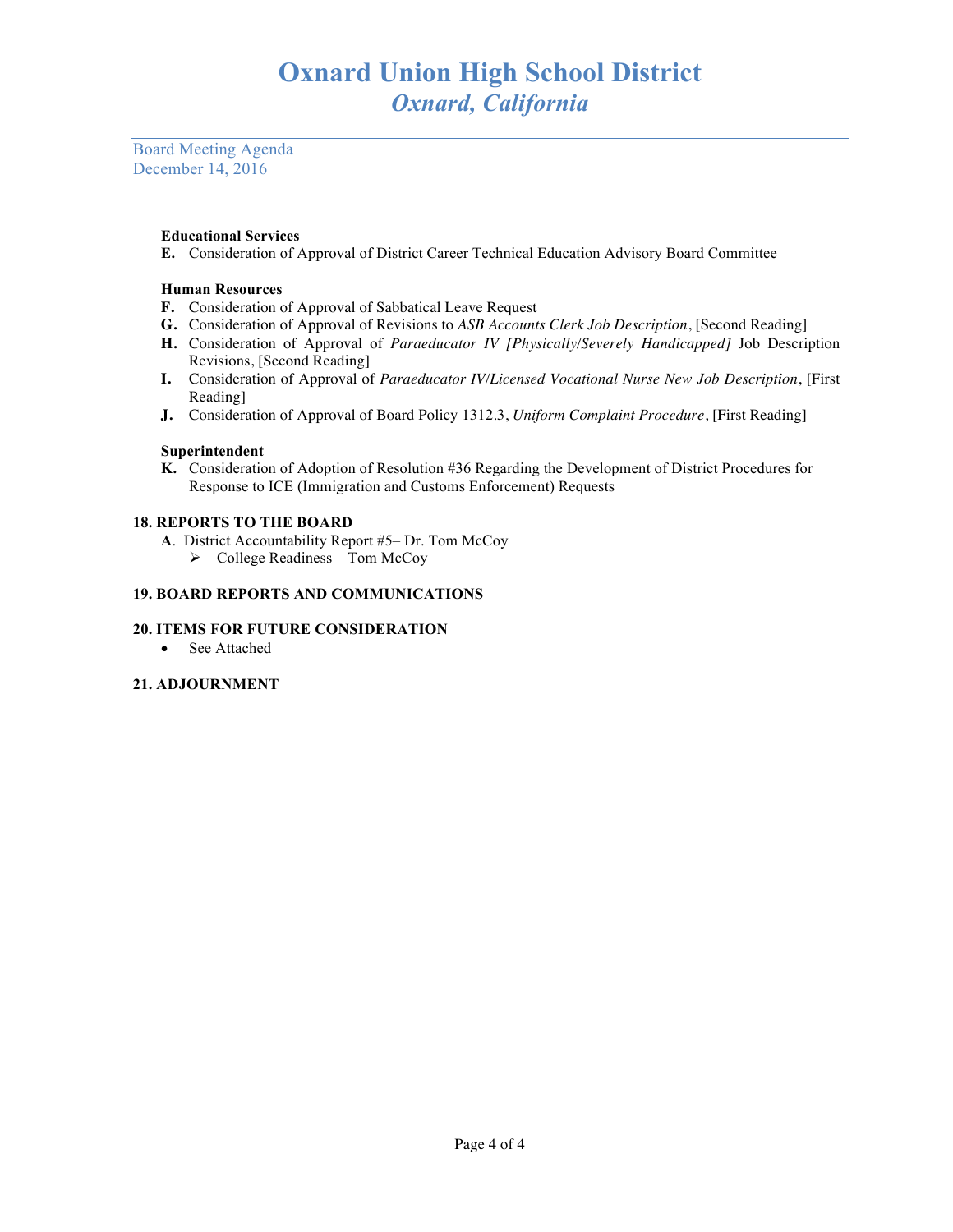**Educational Services**

**E.** Consideration of Approval of District Career Technical Education Advisory Board Committee

**Human Resources**

**F.** Consideration of Approval of Sabbatical Leave Request

**G.** Consideration of Approval of Revisions to *ASB Accounts Clerk Job Description*, [Second Reading]

**H.** Consideration of Approval of *Paraeducator IV [Physically/Severely Handicapped]* Job Description Revisions, [Second Reading]

**I.** Consideration of Approval of *Paraeducator IV/Licensed Vocational Nurse New Job Description*, [First Reading]

**J.** Consideration of Approval of Board Policy 1312.3, *Uniform Complaint Procedure*, [First Reading]

**Superintendent**

**K.** Consideration of Adoption of Resolution #36 Regarding the Development of District Procedures for Response to ICE (Immigration and Customs Enforcement) Requests

**18. REPORTS TO THE BOARD**

**A**. District Accountability Report #5– Dr. Tom McCoy
- College Readiness – Tom McCoy

**19. BOARD REPORTS AND COMMUNICATIONS**

**20. ITEMS FOR FUTURE CONSIDERATION**

- See Attached

**21. ADJOURNMENT**